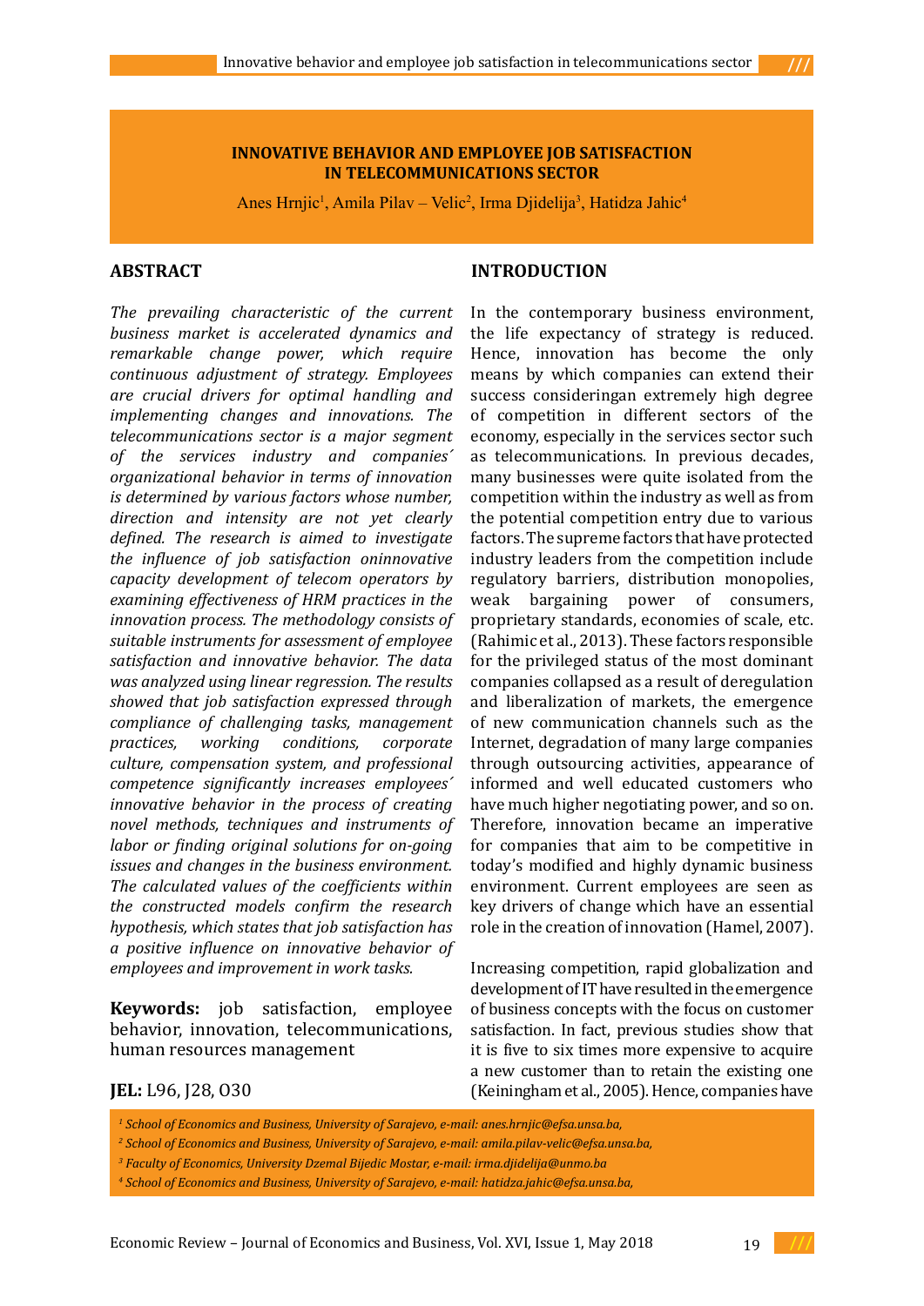# INNOVATIVE BEHAVIOR AND EMPLOYEE JOB SATISFACTION IN TELECOMMUNICATIONS SECTOR

Anes Hrnjic[1], Amila Pilav – Velic[2], Irma Djidelija[3], Hatidza Jahic[4]

## ABSTRACT

*The prevailing characteristic of the current business market is accelerated dynamics and remarkable change power, which require continuous adjustment of strategy. Employees are crucial drivers for optimal handling and implementing changes and innovations. The telecommunications sector is a major segment of the services industry and companies´ organizational behavior in terms of innovation is determined by various factors whose number, direction and intensity are not yet clearly defined. The research is aimed to investigate the influence of job satisfaction oninnovative capacity development of telecom operators by examining effectiveness of HRM practices in the innovation process. The methodology consists of suitable instruments for assessment of employee satisfaction and innovative behavior. The data was analyzed using linear regression. The results showed that job satisfaction expressed through compliance of challenging tasks, management practices, working conditions, corporate culture, compensation system, and professional competence significantly increases employees´ innovative behavior in the process of creating novel methods, techniques and instruments of labor or finding original solutions for on-going issues and changes in the business environment. The calculated values of the coefficients within the constructed models confirm the research hypothesis, which states that job satisfaction has a positive influence on innovative behavior of employees and improvement in work tasks.*

**Keywords:** job satisfaction, employee behavior, innovation, telecommunications, human resources management

**JEL:** L96, J28, O30

## INTRODUCTION

In the contemporary business environment, the life expectancy of strategy is reduced. Hence, innovation has become the only means by which companies can extend their success consideringan extremely high degree of competition in different sectors of the economy, especially in the services sector such as telecommunications. In previous decades, many businesses were quite isolated from the competition within the industry as well as from the potential competition entry due to various factors. The supreme factors that have protected industry leaders from the competition include regulatory barriers, distribution monopolies, weak bargaining power of consumers, proprietary standards, economies of scale, etc. (Rahimic et al., 2013). These factors responsible for the privileged status of the most dominant companies collapsed as a result of deregulation and liberalization of markets, the emergence of new communication channels such as the Internet, degradation of many large companies through outsourcing activities, appearance of informed and well educated customers who have much higher negotiating power, and so on. Therefore, innovation became an imperative for companies that aim to be competitive in today's modified and highly dynamic business environment. Current employees are seen as key drivers of change which have an essential role in the creation of innovation (Hamel, 2007).

Increasing competition, rapid globalization and development of IT have resulted in the emergence of business concepts with the focus on customer satisfaction. In fact, previous studies show that it is five to six times more expensive to acquire a new customer than to retain the existing one (Keiningham et al., 2005). Hence, companies have

[1] *School of Economics and Business, University of Sarajevo, e-mail: anes.hrnjic@efsa.unsa.ba,*

[2] *School of Economics and Business, University of Sarajevo, e-mail: amila.pilav-velic@efsa.unsa.ba,*

[3] *Faculty of Economics, University Dzemal Bijedic Mostar, e-mail: irma.djidelija@unmo.ba*

[4] *School of Economics and Business, University of Sarajevo, e-mail: hatidza.jahic@efsa.unsa.ba,*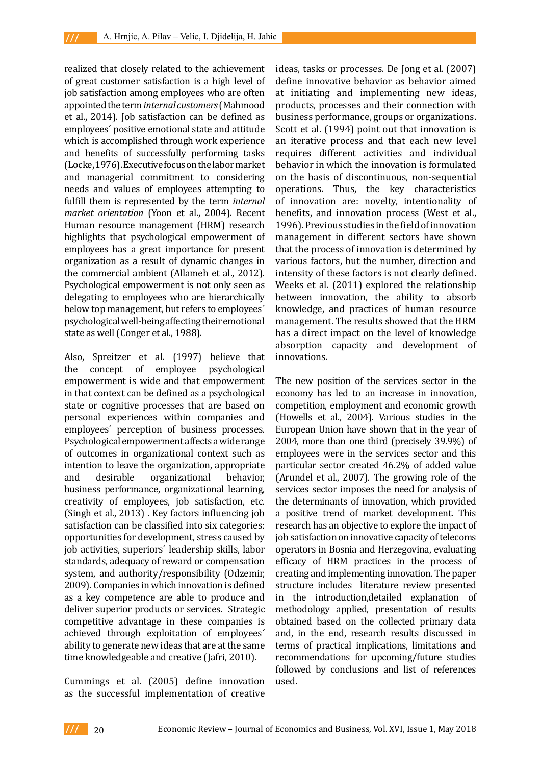realized that closely related to the achievement of great customer satisfaction is a high level of job satisfaction among employees who are often appointed the term *internal customers* (Mahmood et al., 2014). Job satisfaction can be defined as employees´ positive emotional state and attitude which is accomplished through work experience and benefits of successfully performing tasks (Locke, 1976). Executive focus on the labor market and managerial commitment to considering needs and values of employees attempting to fulfill them is represented by the term *internal market orientation* (Yoon et al., 2004). Recent Human resource management (HRM) research highlights that psychological empowerment of employees has a great importance for present organization as a result of dynamic changes in the commercial ambient (Allameh et al., 2012). Psychological empowerment is not only seen as delegating to employees who are hierarchically below top management, but refers to employees´ psychological well-being affecting their emotional state as well (Conger et al., 1988).

Also, Spreitzer et al. (1997) believe that the concept of employee psychological empowerment is wide and that empowerment in that context can be defined as a psychological state or cognitive processes that are based on personal experiences within companies and employees´ perception of business processes. Psychological empowerment affects a wide range of outcomes in organizational context such as intention to leave the organization, appropriate and desirable organizational behavior, business performance, organizational learning, creativity of employees, job satisfaction, etc. (Singh et al., 2013) . Key factors influencing job satisfaction can be classified into six categories: opportunities for development, stress caused by job activities, superiors´ leadership skills, labor standards, adequacy of reward or compensation system, and authority/responsibility (Odzemir, 2009). Companies in which innovation is defined as a key competence are able to produce and deliver superior products or services. Strategic competitive advantage in these companies is achieved through exploitation of employees´ ability to generate new ideas that are at the same time knowledgeable and creative (Jafri, 2010).

Cummings et al. (2005) define innovation as the successful implementation of creative ideas, tasks or processes. De Jong et al. (2007) define innovative behavior as behavior aimed at initiating and implementing new ideas, products, processes and their connection with business performance, groups or organizations. Scott et al. (1994) point out that innovation is an iterative process and that each new level requires different activities and individual behavior in which the innovation is formulated on the basis of discontinuous, non-sequential operations. Thus, the key characteristics of innovation are: novelty, intentionality of benefits, and innovation process (West et al., 1996). Previous studies in the field of innovation management in different sectors have shown that the process of innovation is determined by various factors, but the number, direction and intensity of these factors is not clearly defined. Weeks et al. (2011) explored the relationship between innovation, the ability to absorb knowledge, and practices of human resource management. The results showed that the HRM has a direct impact on the level of knowledge absorption capacity and development of innovations.

The new position of the services sector in the economy has led to an increase in innovation, competition, employment and economic growth (Howells et al., 2004). Various studies in the European Union have shown that in the year of 2004, more than one third (precisely 39.9%) of employees were in the services sector and this particular sector created 46.2% of added value (Arundel et al., 2007). The growing role of the services sector imposes the need for analysis of the determinants of innovation, which provided a positive trend of market development. This research has an objective to explore the impact of job satisfaction on innovative capacity of telecoms operators in Bosnia and Herzegovina, evaluating efficacy of HRM practices in the process of creating and implementing innovation. The paper structure includes literature review presented in the introduction,detailed explanation of methodology applied, presentation of results obtained based on the collected primary data and, in the end, research results discussed in terms of practical implications, limitations and recommendations for upcoming/future studies followed by conclusions and list of references used.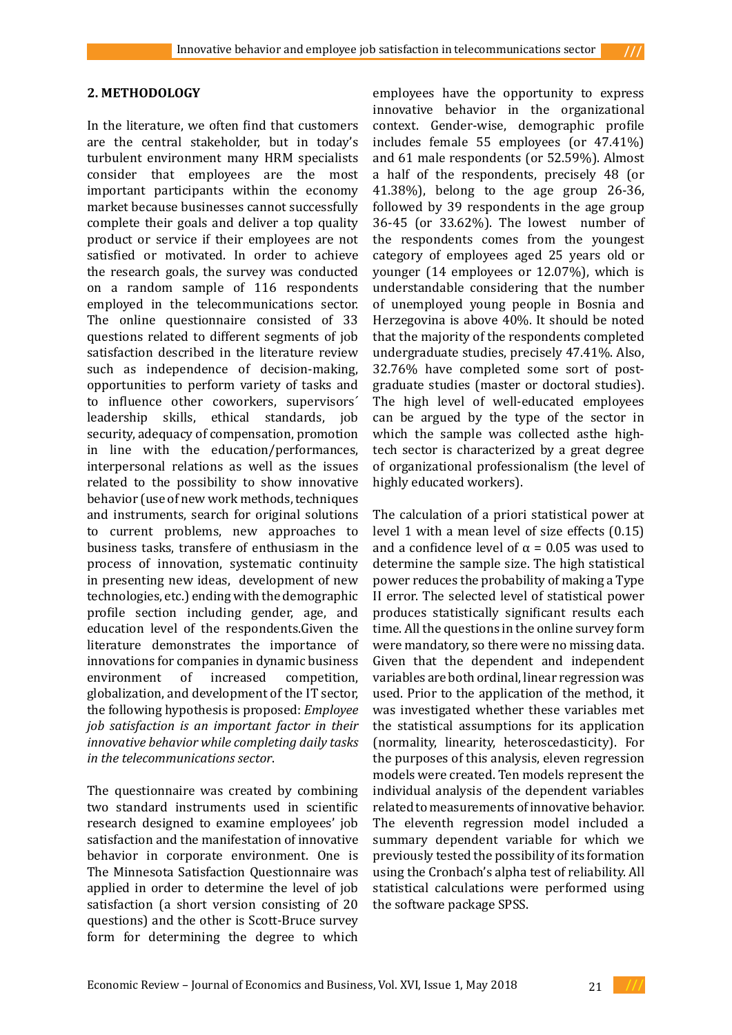## 2. METHODOLOGY

In the literature, we often find that customers are the central stakeholder, but in today's turbulent environment many HRM specialists consider that employees are the most important participants within the economy market because businesses cannot successfully complete their goals and deliver a top quality product or service if their employees are not satisfied or motivated. In order to achieve the research goals, the survey was conducted on a random sample of 116 respondents employed in the telecommunications sector. The online questionnaire consisted of 33 questions related to different segments of job satisfaction described in the literature review such as independence of decision-making, opportunities to perform variety of tasks and to influence other coworkers, supervisors´ leadership skills, ethical standards, job security, adequacy of compensation, promotion in line with the education/performances, interpersonal relations as well as the issues related to the possibility to show innovative behavior (use of new work methods, techniques and instruments, search for original solutions to current problems, new approaches to business tasks, transfere of enthusiasm in the process of innovation, systematic continuity in presenting new ideas, development of new technologies, etc.) ending with the demographic profile section including gender, age, and education level of the respondents.Given the literature demonstrates the importance of innovations for companies in dynamic business environment of increased competition, globalization, and development of the IT sector, the following hypothesis is proposed: *Employee job satisfaction is an important factor in their innovative behavior while completing daily tasks in the telecommunications sector*.

The questionnaire was created by combining two standard instruments used in scientific research designed to examine employees' job satisfaction and the manifestation of innovative behavior in corporate environment. One is The Minnesota Satisfaction Questionnaire was applied in order to determine the level of job satisfaction (a short version consisting of 20 questions) and the other is Scott-Bruce survey form for determining the degree to which employees have the opportunity to express innovative behavior in the organizational context. Gender-wise, demographic profile includes female 55 employees (or 47.41%) and 61 male respondents (or 52.59%). Almost a half of the respondents, precisely 48 (or 41.38%), belong to the age group 26-36, followed by 39 respondents in the age group 36-45 (or 33.62%). The lowest number of the respondents comes from the youngest category of employees aged 25 years old or younger (14 employees or 12.07%), which is understandable considering that the number of unemployed young people in Bosnia and Herzegovina is above 40%. It should be noted that the majority of the respondents completed undergraduate studies, precisely 47.41%. Also, 32.76% have completed some sort of post-graduate studies (master or doctoral studies). The high level of well-educated employees can be argued by the type of the sector in which the sample was collected asthe high-tech sector is characterized by a great degree of organizational professionalism (the level of highly educated workers).

The calculation of a priori statistical power at level 1 with a mean level of size effects (0.15) and a confidence level of $\alpha = 0.05$ was used to determine the sample size. The high statistical power reduces the probability of making a Type II error. The selected level of statistical power produces statistically significant results each time. All the questions in the online survey form were mandatory, so there were no missing data. Given that the dependent and independent variables are both ordinal, linear regression was used. Prior to the application of the method, it was investigated whether these variables met the statistical assumptions for its application (normality, linearity, heteroscedasticity). For the purposes of this analysis, eleven regression models were created. Ten models represent the individual analysis of the dependent variables related to measurements of innovative behavior. The eleventh regression model included a summary dependent variable for which we previously tested the possibility of its formation using the Cronbach's alpha test of reliability. All statistical calculations were performed using the software package SPSS.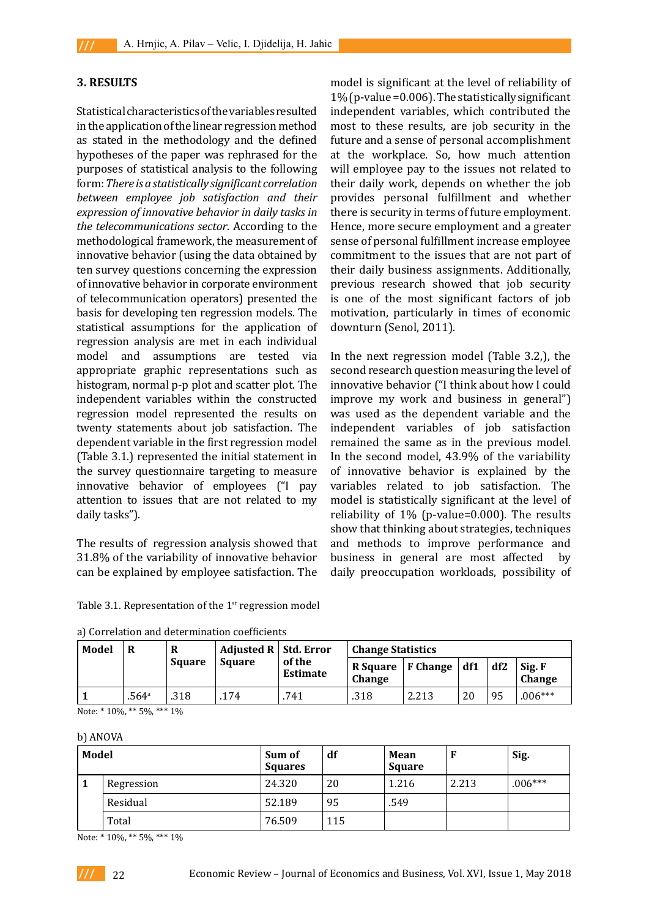## 3. RESULTS

Statistical characteristics of the variables resulted in the application of the linear regression method as stated in the methodology and the defined hypotheses of the paper was rephrased for the purposes of statistical analysis to the following form: *There is a statistically significant correlation between employee job satisfaction and their expression of innovative behavior in daily tasks in the telecommunications sector*. According to the methodological framework, the measurement of innovative behavior (using the data obtained by ten survey questions concerning the expression of innovative behavior in corporate environment of telecommunication operators) presented the basis for developing ten regression models. The statistical assumptions for the application of regression analysis are met in each individual model and assumptions are tested via appropriate graphic representations such as histogram, normal p-p plot and scatter plot. The independent variables within the constructed regression model represented the results on twenty statements about job satisfaction. The dependent variable in the first regression model (Table 3.1.) represented the initial statement in the survey questionnaire targeting to measure innovative behavior of employees ("I pay attention to issues that are not related to my daily tasks").

The results of regression analysis showed that 31.8% of the variability of innovative behavior can be explained by employee satisfaction. The model is significant at the level of reliability of 1% (p-value =0.006). The statistically significant independent variables, which contributed the most to these results, are job security in the future and a sense of personal accomplishment at the workplace. So, how much attention will employee pay to the issues not related to their daily work, depends on whether the job provides personal fulfillment and whether there is security in terms of future employment. Hence, more secure employment and a greater sense of personal fulfillment increase employee commitment to the issues that are not part of their daily business assignments. Additionally, previous research showed that job security is one of the most significant factors of job motivation, particularly in times of economic downturn (Senol, 2011).

In the next regression model (Table 3.2,), the second research question measuring the level of innovative behavior ("I think about how I could improve my work and business in general") was used as the dependent variable and the independent variables of job satisfaction remained the same as in the previous model. In the second model, 43.9% of the variability of innovative behavior is explained by the variables related to job satisfaction. The model is statistically significant at the level of reliability of 1% (p-value=0.000). The results show that thinking about strategies, techniques and methods to improve performance and business in general are most affected by daily preoccupation workloads, possibility of

Table 3.1. Representation of the 1st regression model

a) Correlation and determination coefficients

| Model | R | R Square | Adjusted R Square | Std. Error of the Estimate | Change Statistics | | | | |
|---|---|---|---|---|---|---|---|---|---|
| | | | | | R Square Change | F Change | df1 | df2 | Sig. F Change |
| 1 | .564[a] | .318 | .174 | .741 | .318 | 2.213 | 20 | 95 | .006*** |

Note: * 10%, ** 5%, *** 1%

b) ANOVA

| Model | | Sum of Squares | df | Mean Square | F | Sig. |
|---|---|---|---|---|---|---|
| 1 | Regression | 24.320 | 20 | 1.216 | 2.213 | .006*** |
| | Residual | 52.189 | 95 | .549 | | |
| | Total | 76.509 | 115 | | | |

Note: * 10%, ** 5%, *** 1%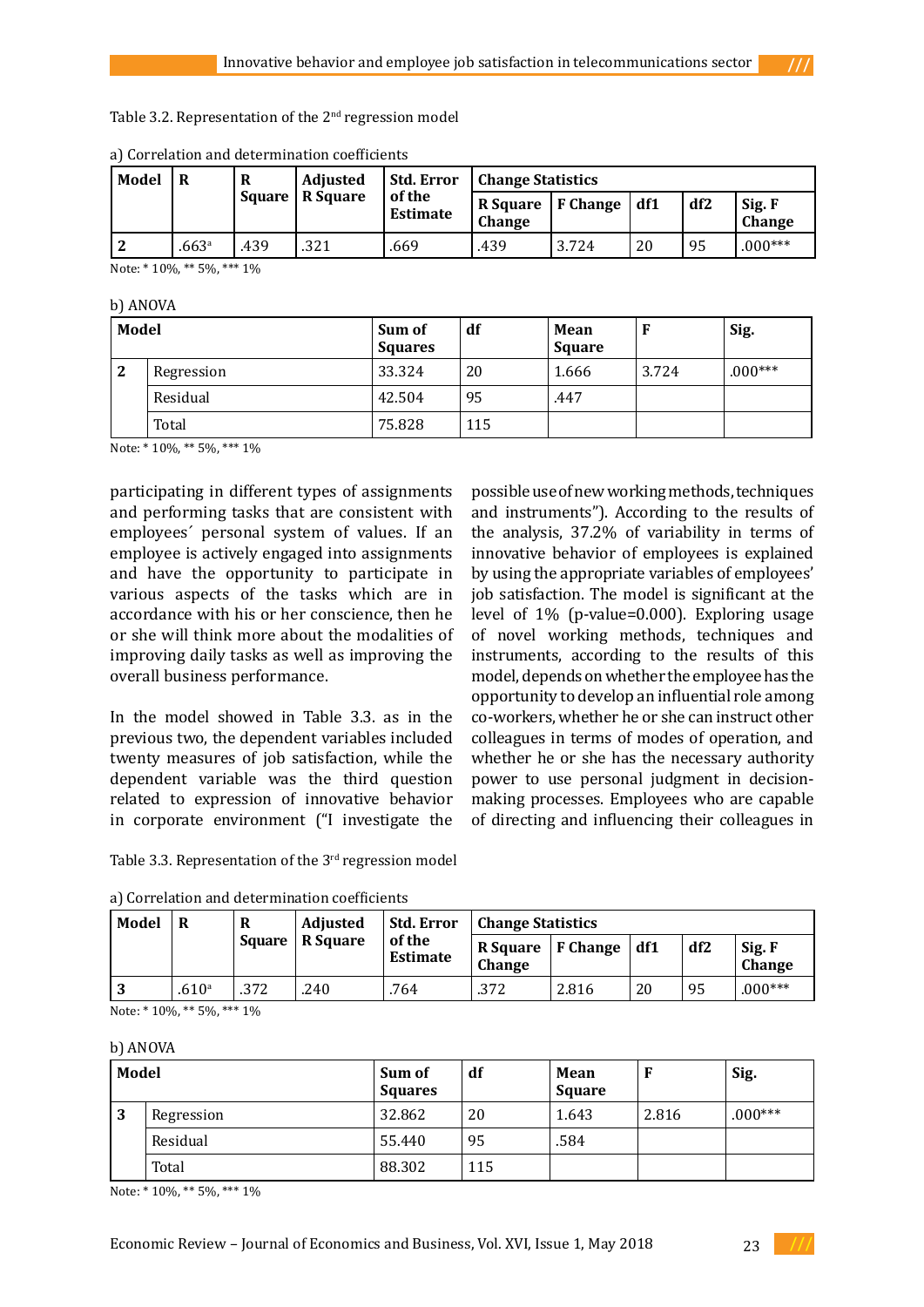Table 3.2. Representation of the 2nd regression model

a) Correlation and determination coefficients

| Model | R | R Square | Adjusted R Square | Std. Error of the Estimate | Change Statistics | | | | |
|---|---|---|---|---|---|---|---|---|---|
| | | | | | R Square Change | F Change | df1 | df2 | Sig. F Change |
| 2 | .663a | .439 | .321 | .669 | .439 | 3.724 | 20 | 95 | .000*** |

Note: * 10%, ** 5%, *** 1%

b) ANOVA

| Model | | Sum of Squares | df | Mean Square | F | Sig. |
|---|---|---|---|---|---|---|
| 2 | Regression | 33.324 | 20 | 1.666 | 3.724 | .000*** |
| | Residual | 42.504 | 95 | .447 | | |
| | Total | 75.828 | 115 | | | |

Note: * 10%, ** 5%, *** 1%

participating in different types of assignments and performing tasks that are consistent with employees´ personal system of values. If an employee is actively engaged into assignments and have the opportunity to participate in various aspects of the tasks which are in accordance with his or her conscience, then he or she will think more about the modalities of improving daily tasks as well as improving the overall business performance.

In the model showed in Table 3.3. as in the previous two, the dependent variables included twenty measures of job satisfaction, while the dependent variable was the third question related to expression of innovative behavior in corporate environment ("I investigate the possible use of new working methods, techniques and instruments"). According to the results of the analysis, 37.2% of variability in terms of innovative behavior of employees is explained by using the appropriate variables of employees' job satisfaction. The model is significant at the level of 1% (p-value=0.000). Exploring usage of novel working methods, techniques and instruments, according to the results of this model, depends on whether the employee has the opportunity to develop an influential role among co-workers, whether he or she can instruct other colleagues in terms of modes of operation, and whether he or she has the necessary authority power to use personal judgment in decision-making processes. Employees who are capable of directing and influencing their colleagues in

Table 3.3. Representation of the 3rd regression model

a) Correlation and determination coefficients

| Model | R | R Square | Adjusted R Square | Std. Error of the Estimate | Change Statistics | | | | |
|---|---|---|---|---|---|---|---|---|---|
| | | | | | R Square Change | F Change | df1 | df2 | Sig. F Change |
| 3 | .610a | .372 | .240 | .764 | .372 | 2.816 | 20 | 95 | .000*** |

Note: * 10%, ** 5%, *** 1%

b) ANOVA

| Model | | Sum of Squares | df | Mean Square | F | Sig. |
|---|---|---|---|---|---|---|
| 3 | Regression | 32.862 | 20 | 1.643 | 2.816 | .000*** |
| | Residual | 55.440 | 95 | .584 | | |
| | Total | 88.302 | 115 | | | |

Note: * 10%, ** 5%, *** 1%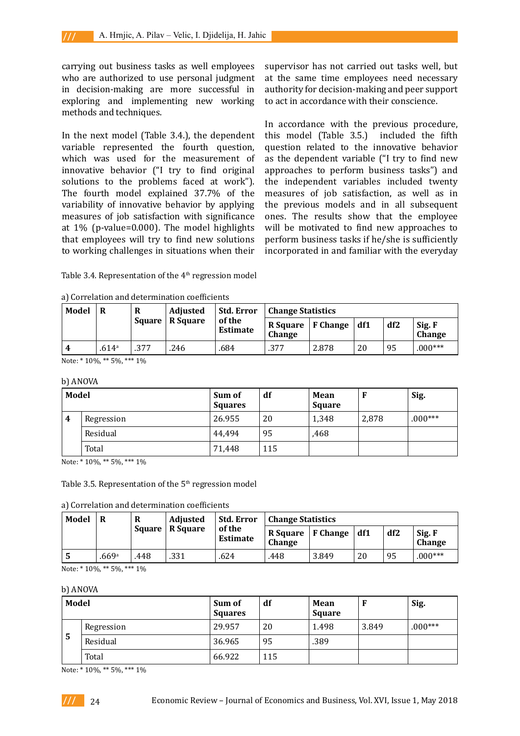carrying out business tasks as well employees who are authorized to use personal judgment in decision-making are more successful in exploring and implementing new working methods and techniques.

In the next model (Table 3.4.), the dependent variable represented the fourth question, which was used for the measurement of innovative behavior ("I try to find original solutions to the problems faced at work"). The fourth model explained 37.7% of the variability of innovative behavior by applying measures of job satisfaction with significance at 1% (p-value=0.000). The model highlights that employees will try to find new solutions to working challenges in situations when their supervisor has not carried out tasks well, but at the same time employees need necessary authority for decision-making and peer support to act in accordance with their conscience.

In accordance with the previous procedure, this model (Table 3.5.) included the fifth question related to the innovative behavior as the dependent variable ("I try to find new approaches to perform business tasks") and the independent variables included twenty measures of job satisfaction, as well as in the previous models and in all subsequent ones. The results show that the employee will be motivated to find new approaches to perform business tasks if he/she is sufficiently incorporated in and familiar with the everyday

Table 3.4. Representation of the 4th regression model

a) Correlation and determination coefficients

| Model | R | R Square | Adjusted R Square | Std. Error of the Estimate | Change Statistics | | | | |
|---|---|---|---|---|---|---|---|---|---|
| | | | | | R Square Change | F Change | df1 | df2 | Sig. F Change |
| 4 | .614[a] | .377 | .246 | .684 | .377 | 2.878 | 20 | 95 | .000*** |

Note: * 10%, ** 5%, *** 1%

b) ANOVA

| Model | | Sum of Squares | df | Mean Square | F | Sig. |
|---|---|---|---|---|---|---|
| 4 | Regression | 26.955 | 20 | 1,348 | 2,878 | .000*** |
| | Residual | 44,494 | 95 | ,468 | | |
| | Total | 71,448 | 115 | | | |

Note: * 10%, ** 5%, *** 1%

Table 3.5. Representation of the 5th regression model

a) Correlation and determination coefficients

| Model | R | R Square | Adjusted R Square | Std. Error of the Estimate | Change Statistics | | | | |
|---|---|---|---|---|---|---|---|---|---|
| | | | | | R Square Change | F Change | df1 | df2 | Sig. F Change |
| 5 | .669[a] | .448 | .331 | .624 | .448 | 3.849 | 20 | 95 | .000*** |

Note: * 10%, ** 5%, *** 1%

b) ANOVA

| Model | | Sum of Squares | df | Mean Square | F | Sig. |
|---|---|---|---|---|---|---|
| 5 | Regression | 29.957 | 20 | 1.498 | 3.849 | .000*** |
| | Residual | 36.965 | 95 | .389 | | |
| | Total | 66.922 | 115 | | | |

Note: * 10%, ** 5%, *** 1%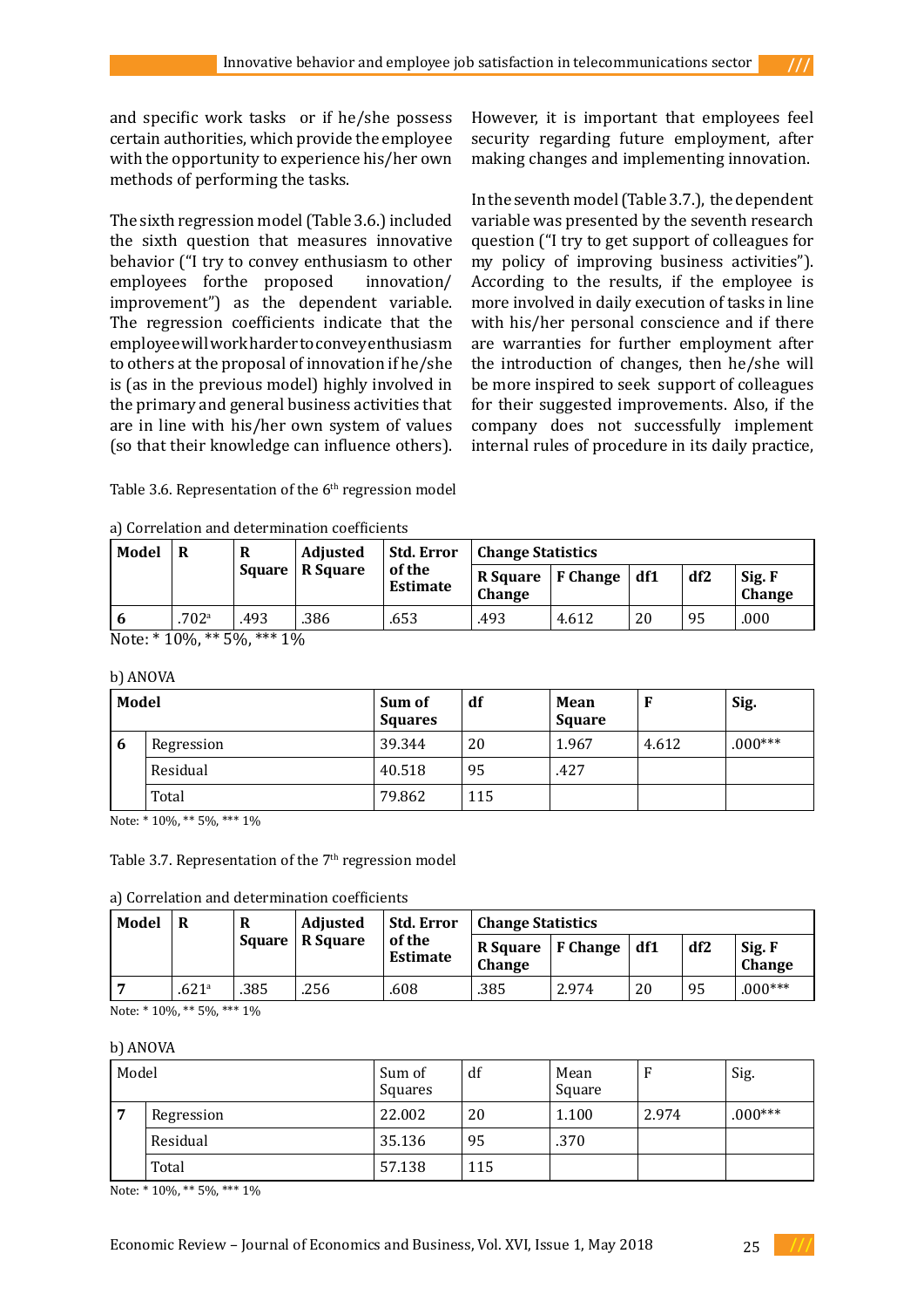and specific work tasks or if he/she possess certain authorities, which provide the employee with the opportunity to experience his/her own methods of performing the tasks.

The sixth regression model (Table 3.6.) included the sixth question that measures innovative behavior ("I try to convey enthusiasm to other employees forthe proposed innovation/ improvement") as the dependent variable. The regression coefficients indicate that the employee will work harder to convey enthusiasm to others at the proposal of innovation if he/she is (as in the previous model) highly involved in the primary and general business activities that are in line with his/her own system of values (so that their knowledge can influence others). However, it is important that employees feel security regarding future employment, after making changes and implementing innovation.

In the seventh model (Table 3.7.), the dependent variable was presented by the seventh research question ("I try to get support of colleagues for my policy of improving business activities"). According to the results, if the employee is more involved in daily execution of tasks in line with his/her personal conscience and if there are warranties for further employment after the introduction of changes, then he/she will be more inspired to seek support of colleagues for their suggested improvements. Also, if the company does not successfully implement internal rules of procedure in its daily practice,

Table 3.6. Representation of the 6th regression model

a) Correlation and determination coefficients

| Model | R | R Square | Adjusted R Square | Std. Error of the Estimate | Change Statistics | | | | |
|---|---|---|---|---|---|---|---|---|---|
| | | | | | R Square Change | F Change | df1 | df2 | Sig. F Change |
| 6 | .702[a] | .493 | .386 | .653 | .493 | 4.612 | 20 | 95 | .000 |

Note: * 10%, ** 5%, *** 1%

b) ANOVA

| Model | | Sum of Squares | df | Mean Square | F | Sig. |
|---|---|---|---|---|---|---|
| 6 | Regression | 39.344 | 20 | 1.967 | 4.612 | .000*** |
| | Residual | 40.518 | 95 | .427 | | |
| | Total | 79.862 | 115 | | | |

Note: * 10%, ** 5%, *** 1%

Table 3.7. Representation of the 7th regression model

a) Correlation and determination coefficients

| Model | R | R Square | Adjusted R Square | Std. Error of the Estimate | Change Statistics | | | | |
|---|---|---|---|---|---|---|---|---|---|
| | | | | | R Square Change | F Change | df1 | df2 | Sig. F Change |
| 7 | .621[a] | .385 | .256 | .608 | .385 | 2.974 | 20 | 95 | .000*** |

Note: * 10%, ** 5%, *** 1%

b) ANOVA

| Model | | Sum of Squares | df | Mean Square | F | Sig. |
|---|---|---|---|---|---|---|
| 7 | Regression | 22.002 | 20 | 1.100 | 2.974 | .000*** |
| | Residual | 35.136 | 95 | .370 | | |
| | Total | 57.138 | 115 | | | |

Note: * 10%, ** 5%, *** 1%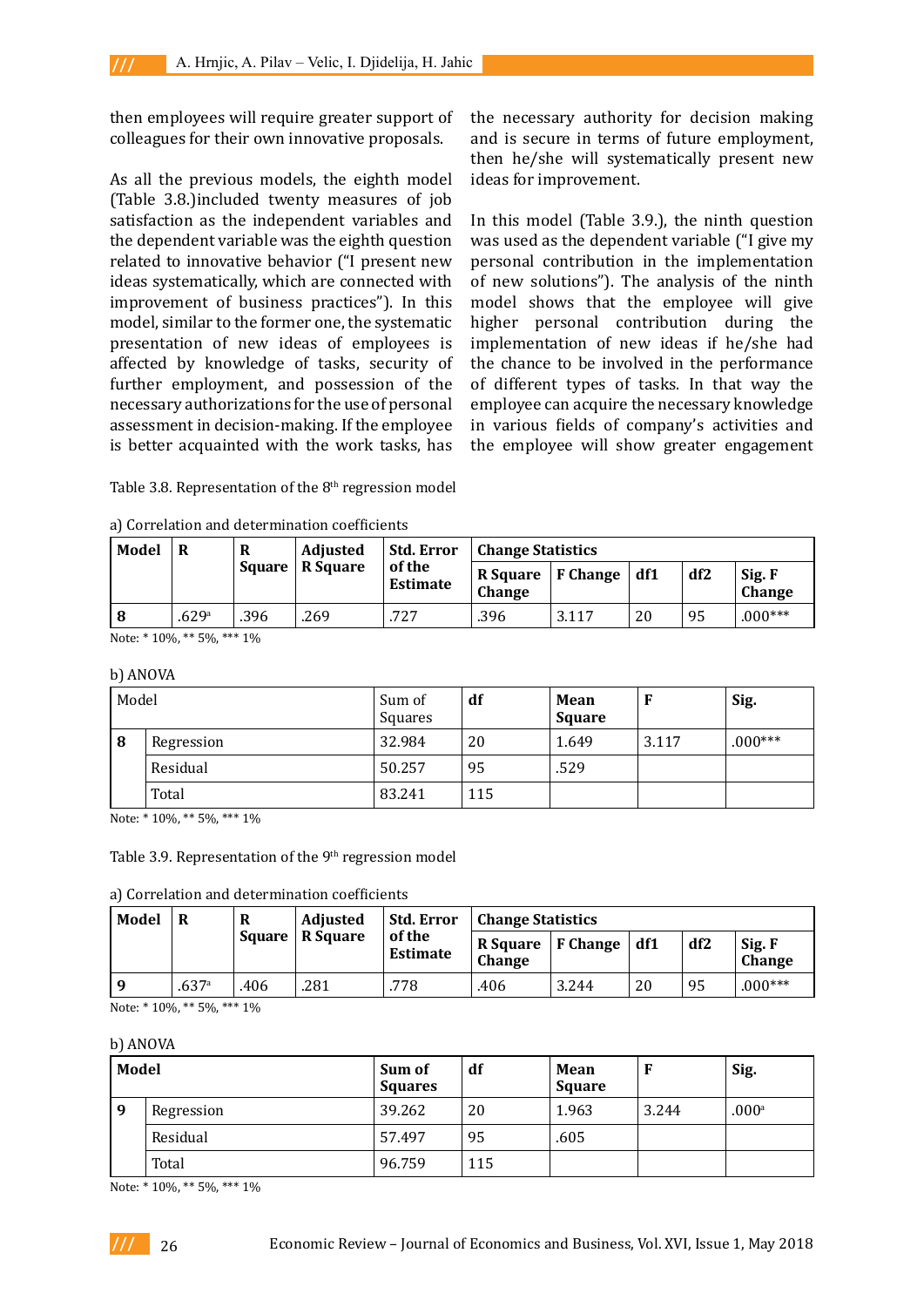then employees will require greater support of colleagues for their own innovative proposals.

As all the previous models, the eighth model (Table 3.8.)included twenty measures of job satisfaction as the independent variables and the dependent variable was the eighth question related to innovative behavior ("I present new ideas systematically, which are connected with improvement of business practices"). In this model, similar to the former one, the systematic presentation of new ideas of employees is affected by knowledge of tasks, security of further employment, and possession of the necessary authorizations for the use of personal assessment in decision-making. If the employee is better acquainted with the work tasks, has the necessary authority for decision making and is secure in terms of future employment, then he/she will systematically present new ideas for improvement.

In this model (Table 3.9.), the ninth question was used as the dependent variable ("I give my personal contribution in the implementation of new solutions"). The analysis of the ninth model shows that the employee will give higher personal contribution during the implementation of new ideas if he/she had the chance to be involved in the performance of different types of tasks. In that way the employee can acquire the necessary knowledge in various fields of company's activities and the employee will show greater engagement

Table 3.8. Representation of the 8th regression model

a) Correlation and determination coefficients

| Model | R | R Square | Adjusted R Square | Std. Error of the Estimate | Change Statistics | | | | |
|---|---|---|---|---|---|---|---|---|---|
| | | | | | R Square Change | F Change | df1 | df2 | Sig. F Change |
| 8 | .629[a] | .396 | .269 | .727 | .396 | 3.117 | 20 | 95 | .000*** |

Note: * 10%, ** 5%, *** 1%

b) ANOVA

| Model | | Sum of Squares | df | Mean Square | F | Sig. |
|---|---|---|---|---|---|---|
| 8 | Regression | 32.984 | 20 | 1.649 | 3.117 | .000*** |
| | Residual | 50.257 | 95 | .529 | | |
| | Total | 83.241 | 115 | | | |

Note: * 10%, ** 5%, *** 1%

Table 3.9. Representation of the 9th regression model

a) Correlation and determination coefficients

| Model | R | R Square | Adjusted R Square | Std. Error of the Estimate | Change Statistics | | | | |
|---|---|---|---|---|---|---|---|---|---|
| | | | | | R Square Change | F Change | df1 | df2 | Sig. F Change |
| 9 | .637[a] | .406 | .281 | .778 | .406 | 3.244 | 20 | 95 | .000*** |

Note: * 10%, ** 5%, *** 1%

b) ANOVA

| Model | | Sum of Squares | df | Mean Square | F | Sig. |
|---|---|---|---|---|---|---|
| 9 | Regression | 39.262 | 20 | 1.963 | 3.244 | .000[a] |
| | Residual | 57.497 | 95 | .605 | | |
| | Total | 96.759 | 115 | | | |

Note: * 10%, ** 5%, *** 1%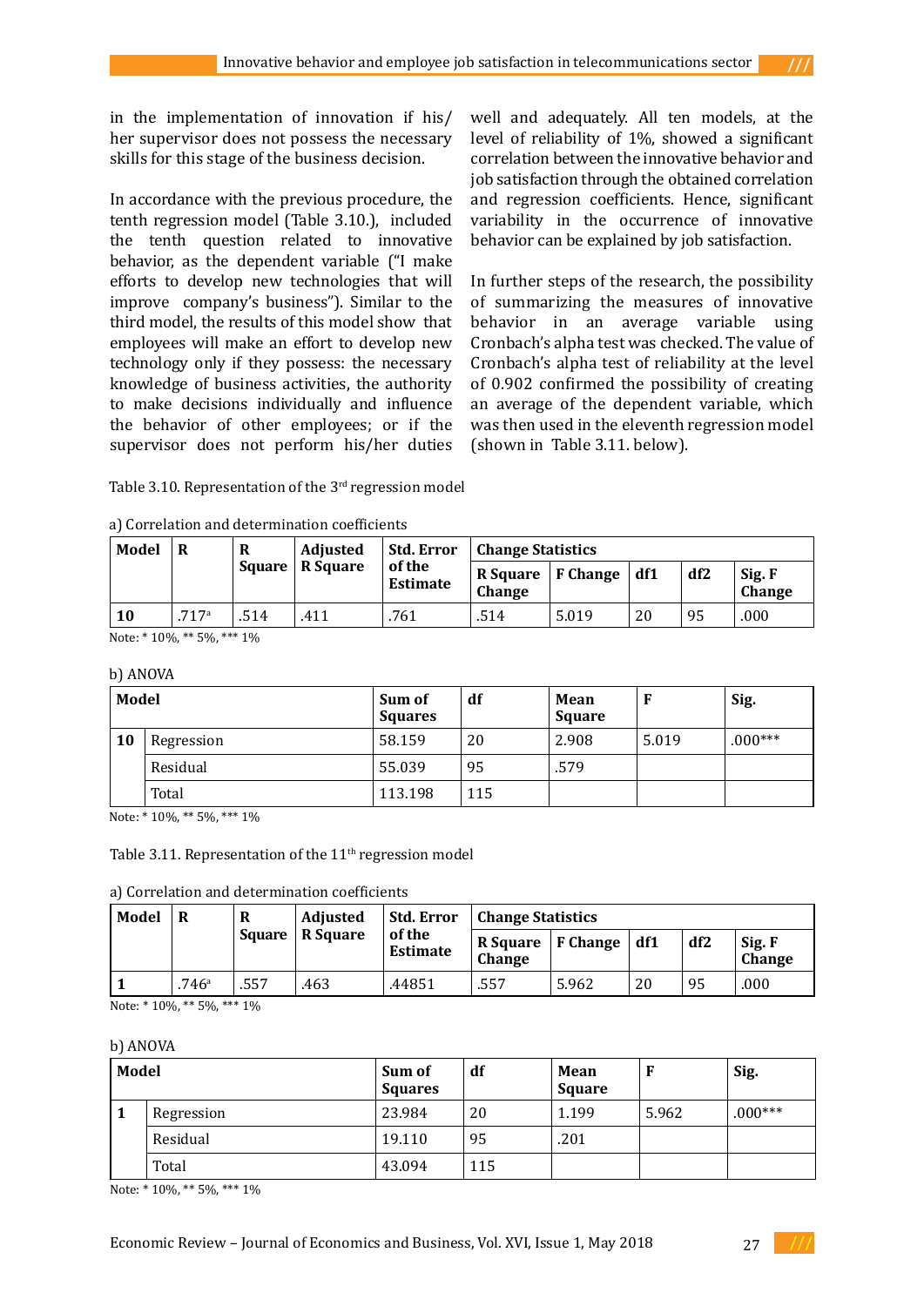in the implementation of innovation if his/her supervisor does not possess the necessary skills for this stage of the business decision.

In accordance with the previous procedure, the tenth regression model (Table 3.10.), included the tenth question related to innovative behavior, as the dependent variable ("I make efforts to develop new technologies that will improve company's business"). Similar to the third model, the results of this model show that employees will make an effort to develop new technology only if they possess: the necessary knowledge of business activities, the authority to make decisions individually and influence the behavior of other employees; or if the supervisor does not perform his/her duties well and adequately. All ten models, at the level of reliability of 1%, showed a significant correlation between the innovative behavior and job satisfaction through the obtained correlation and regression coefficients. Hence, significant variability in the occurrence of innovative behavior can be explained by job satisfaction.

In further steps of the research, the possibility of summarizing the measures of innovative behavior in an average variable using Cronbach's alpha test was checked. The value of Cronbach's alpha test of reliability at the level of 0.902 confirmed the possibility of creating an average of the dependent variable, which was then used in the eleventh regression model (shown in Table 3.11. below).

Table 3.10. Representation of the 3rd regression model

a) Correlation and determination coefficients

| Model | R | R Square | Adjusted R Square | Std. Error of the Estimate | Change Statistics | | | | |
|---|---|---|---|---|---|---|---|---|---|
| | | | | | R Square Change | F Change | df1 | df2 | Sig. F Change |
| 10 | .717[a] | .514 | .411 | .761 | .514 | 5.019 | 20 | 95 | .000 |

Note: * 10%, ** 5%, *** 1%

b) ANOVA

| Model | | Sum of Squares | df | Mean Square | F | Sig. |
|---|---|---|---|---|---|---|
| 10 | Regression | 58.159 | 20 | 2.908 | 5.019 | .000*** |
| | Residual | 55.039 | 95 | .579 | | |
| | Total | 113.198 | 115 | | | |

Note: * 10%, ** 5%, *** 1%

Table 3.11. Representation of the 11th regression model

a) Correlation and determination coefficients

| Model | R | R Square | Adjusted R Square | Std. Error of the Estimate | Change Statistics | | | | |
|---|---|---|---|---|---|---|---|---|---|
| | | | | | R Square Change | F Change | df1 | df2 | Sig. F Change |
| 1 | .746[a] | .557 | .463 | .44851 | .557 | 5.962 | 20 | 95 | .000 |

Note: * 10%, ** 5%, *** 1%

b) ANOVA

| Model | | Sum of Squares | df | Mean Square | F | Sig. |
|---|---|---|---|---|---|---|
| 1 | Regression | 23.984 | 20 | 1.199 | 5.962 | .000*** |
| | Residual | 19.110 | 95 | .201 | | |
| | Total | 43.094 | 115 | | | |

Note: * 10%, ** 5%, *** 1%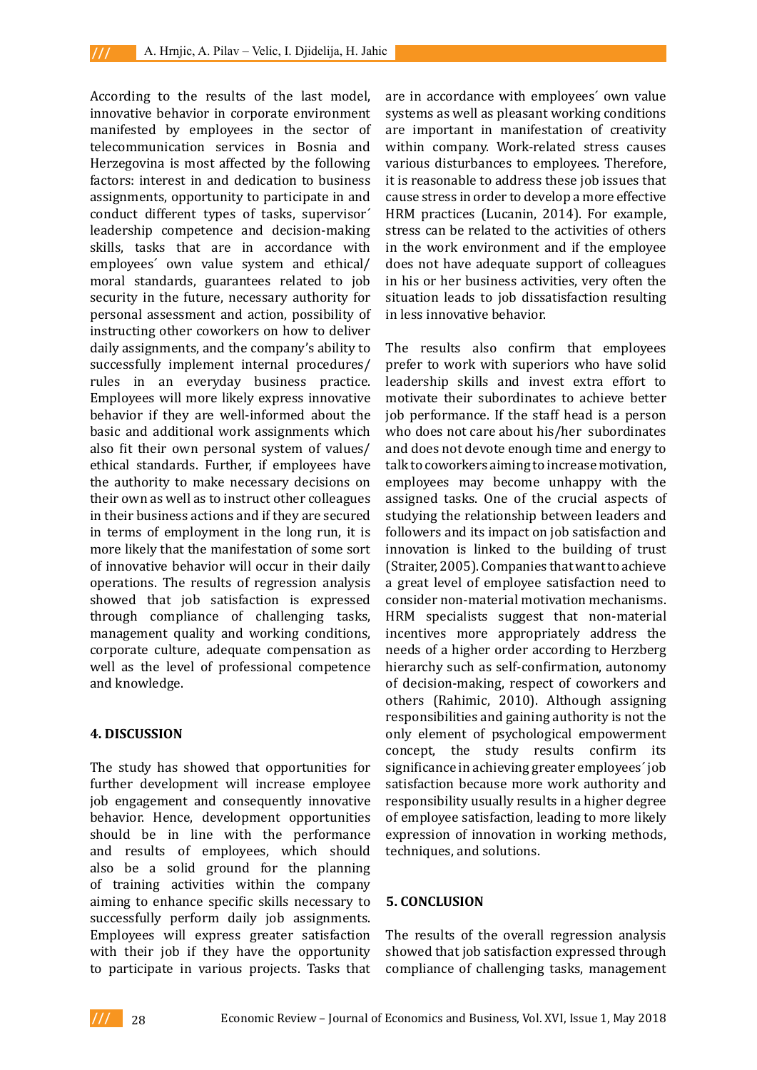According to the results of the last model, innovative behavior in corporate environment manifested by employees in the sector of telecommunication services in Bosnia and Herzegovina is most affected by the following factors: interest in and dedication to business assignments, opportunity to participate in and conduct different types of tasks, supervisor´ leadership competence and decision-making skills, tasks that are in accordance with employees´ own value system and ethical/ moral standards, guarantees related to job security in the future, necessary authority for personal assessment and action, possibility of instructing other coworkers on how to deliver daily assignments, and the company's ability to successfully implement internal procedures/ rules in an everyday business practice. Employees will more likely express innovative behavior if they are well-informed about the basic and additional work assignments which also fit their own personal system of values/ ethical standards. Further, if employees have the authority to make necessary decisions on their own as well as to instruct other colleagues in their business actions and if they are secured in terms of employment in the long run, it is more likely that the manifestation of some sort of innovative behavior will occur in their daily operations. The results of regression analysis showed that job satisfaction is expressed through compliance of challenging tasks, management quality and working conditions, corporate culture, adequate compensation as well as the level of professional competence and knowledge.

## 4. DISCUSSION

The study has showed that opportunities for further development will increase employee job engagement and consequently innovative behavior. Hence, development opportunities should be in line with the performance and results of employees, which should also be a solid ground for the planning of training activities within the company aiming to enhance specific skills necessary to successfully perform daily job assignments. Employees will express greater satisfaction with their job if they have the opportunity to participate in various projects. Tasks that are in accordance with employees´ own value systems as well as pleasant working conditions are important in manifestation of creativity within company. Work-related stress causes various disturbances to employees. Therefore, it is reasonable to address these job issues that cause stress in order to develop a more effective HRM practices (Lucanin, 2014). For example, stress can be related to the activities of others in the work environment and if the employee does not have adequate support of colleagues in his or her business activities, very often the situation leads to job dissatisfaction resulting in less innovative behavior.

The results also confirm that employees prefer to work with superiors who have solid leadership skills and invest extra effort to motivate their subordinates to achieve better job performance. If the staff head is a person who does not care about his/her subordinates and does not devote enough time and energy to talk to coworkers aiming to increase motivation, employees may become unhappy with the assigned tasks. One of the crucial aspects of studying the relationship between leaders and followers and its impact on job satisfaction and innovation is linked to the building of trust (Straiter, 2005). Companies that want to achieve a great level of employee satisfaction need to consider non-material motivation mechanisms. HRM specialists suggest that non-material incentives more appropriately address the needs of a higher order according to Herzberg hierarchy such as self-confirmation, autonomy of decision-making, respect of coworkers and others (Rahimic, 2010). Although assigning responsibilities and gaining authority is not the only element of psychological empowerment concept, the study results confirm its significance in achieving greater employees´ job satisfaction because more work authority and responsibility usually results in a higher degree of employee satisfaction, leading to more likely expression of innovation in working methods, techniques, and solutions.

## 5. CONCLUSION

The results of the overall regression analysis showed that job satisfaction expressed through compliance of challenging tasks, management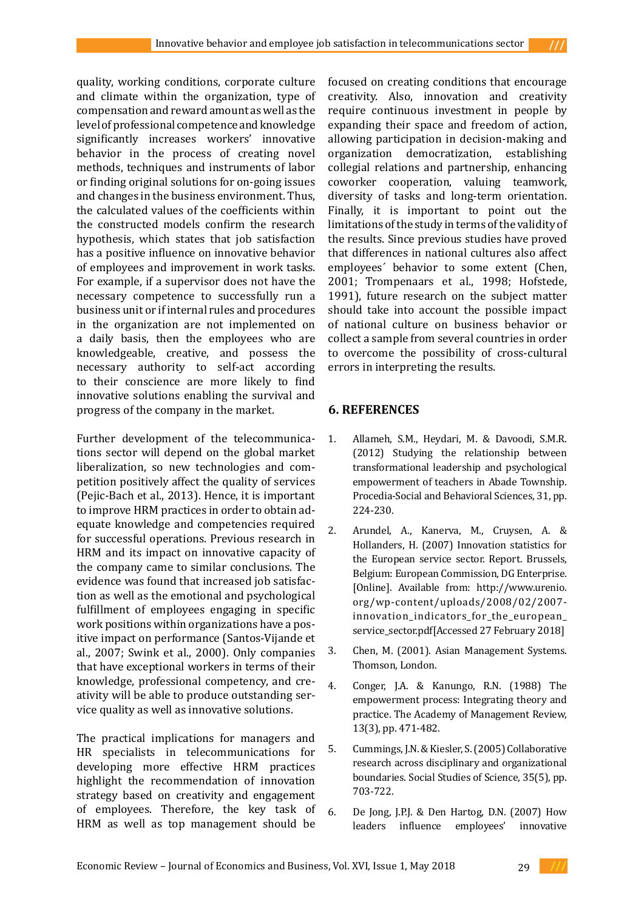quality, working conditions, corporate culture and climate within the organization, type of compensation and reward amount as well as the level of professional competence and knowledge significantly increases workers' innovative behavior in the process of creating novel methods, techniques and instruments of labor or finding original solutions for on-going issues and changes in the business environment. Thus, the calculated values of the coefficients within the constructed models confirm the research hypothesis, which states that job satisfaction has a positive influence on innovative behavior of employees and improvement in work tasks. For example, if a supervisor does not have the necessary competence to successfully run a business unit or if internal rules and procedures in the organization are not implemented on a daily basis, then the employees who are knowledgeable, creative, and possess the necessary authority to self-act according to their conscience are more likely to find innovative solutions enabling the survival and progress of the company in the market.

Further development of the telecommunications sector will depend on the global market liberalization, so new technologies and competition positively affect the quality of services (Pejic-Bach et al., 2013). Hence, it is important to improve HRM practices in order to obtain adequate knowledge and competencies required for successful operations. Previous research in HRM and its impact on innovative capacity of the company came to similar conclusions. The evidence was found that increased job satisfaction as well as the emotional and psychological fulfillment of employees engaging in specific work positions within organizations have a positive impact on performance (Santos-Vijande et al., 2007; Swink et al., 2000). Only companies that have exceptional workers in terms of their knowledge, professional competency, and creativity will be able to produce outstanding service quality as well as innovative solutions.

The practical implications for managers and HR specialists in telecommunications for developing more effective HRM practices highlight the recommendation of innovation strategy based on creativity and engagement of employees. Therefore, the key task of HRM as well as top management should be focused on creating conditions that encourage creativity. Also, innovation and creativity require continuous investment in people by expanding their space and freedom of action, allowing participation in decision-making and organization democratization, establishing collegial relations and partnership, enhancing coworker cooperation, valuing teamwork, diversity of tasks and long-term orientation. Finally, it is important to point out the limitations of the study in terms of the validity of the results. Since previous studies have proved that differences in national cultures also affect employees´ behavior to some extent (Chen, 2001; Trompenaars et al., 1998; Hofstede, 1991), future research on the subject matter should take into account the possible impact of national culture on business behavior or collect a sample from several countries in order to overcome the possibility of cross-cultural errors in interpreting the results.

## 6. REFERENCES

1. Allameh, S.M., Heydari, M. & Davoodi, S.M.R. (2012) Studying the relationship between transformational leadership and psychological empowerment of teachers in Abade Township. Procedia-Social and Behavioral Sciences, 31, pp. 224-230.
2. Arundel, A., Kanerva, M., Cruysen, A. & Hollanders, H. (2007) Innovation statistics for the European service sector. Report. Brussels, Belgium: European Commission, DG Enterprise. [Online]. Available from: http://www.urenio.org/wp-content/uploads/2008/02/2007-innovation_indicators_for_the_european_service_sector.pdf[Accessed 27 February 2018]
3. Chen, M. (2001). Asian Management Systems. Thomson, London.
4. Conger, J.A. & Kanungo, R.N. (1988) The empowerment process: Integrating theory and practice. The Academy of Management Review, 13(3), pp. 471-482.
5. Cummings, J.N. & Kiesler, S. (2005) Collaborative research across disciplinary and organizational boundaries. Social Studies of Science, 35(5), pp. 703-722.
6. De Jong, J.P.J. & Den Hartog, D.N. (2007) How leaders influence employees' innovative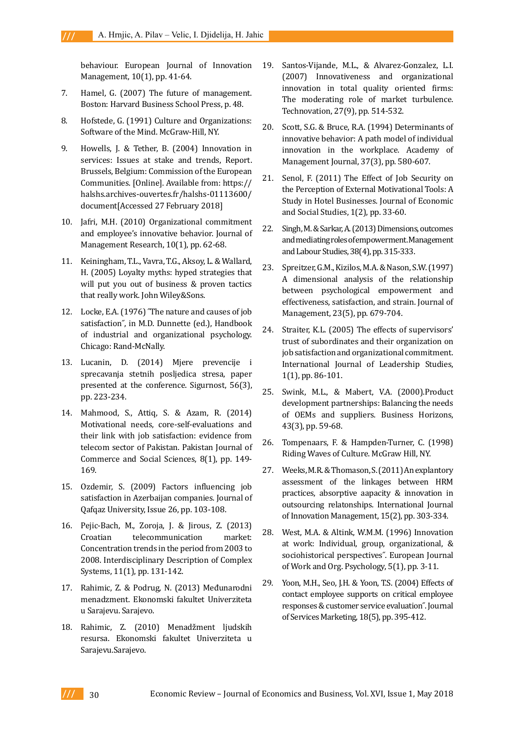behaviour. European Journal of Innovation Management, 10(1), pp. 41-64.

7. Hamel, G. (2007) The future of management. Boston: Harvard Business School Press, p. 48.

8. Hofstede, G. (1991) Culture and Organizations: Software of the Mind. McGraw-Hill, NY.

9. Howells, J. & Tether, B. (2004) Innovation in services: Issues at stake and trends, Report. Brussels, Belgium: Commission of the European Communities. [Online]. Available from: https://halshs.archives-ouvertes.fr/halshs-01113600/document[Accessed 27 February 2018]

10. Jafri, M.H. (2010) Organizational commitment and employee's innovative behavior. Journal of Management Research, 10(1), pp. 62-68.

11. Keiningham, T.L., Vavra, T.G., Aksoy, L. & Wallard, H. (2005) Loyalty myths: hyped strategies that will put you out of business & proven tactics that really work. John Wiley&Sons.

12. Locke, E.A. (1976) "The nature and causes of job satisfaction", in M.D. Dunnette (ed.), Handbook of industrial and organizational psychology. Chicago: Rand-McNally.

13. Lucanin, D. (2014) Mjere prevencije i sprecavanja stetnih posljedica stresa, paper presented at the conference. Sigurnost, 56(3), pp. 223-234.

14. Mahmood, S., Attiq, S. & Azam, R. (2014) Motivational needs, core-self-evaluations and their link with job satisfaction: evidence from telecom sector of Pakistan. Pakistan Journal of Commerce and Social Sciences, 8(1), pp. 149-169.

15. Ozdemir, S. (2009) Factors influencing job satisfaction in Azerbaijan companies. Journal of Qafqaz University, Issue 26, pp. 103-108.

16. Pejic-Bach, M., Zoroja, J. & Jirous, Z. (2013) Croatian telecommunication market: Concentration trends in the period from 2003 to 2008. Interdisciplinary Description of Complex Systems, 11(1), pp. 131-142.

17. Rahimic, Z. & Podrug, N. (2013) Međunarodni menadzment. Ekonomski fakultet Univerziteta u Sarajevu. Sarajevo.

18. Rahimic, Z. (2010) Menadžment ljudskih resursa. Ekonomski fakultet Univerziteta u Sarajevu.Sarajevo.

19. Santos-Vijande, M.L., & Alvarez-Gonzalez, L.I. (2007) Innovativeness and organizational innovation in total quality oriented firms: The moderating role of market turbulence. Technovation, 27(9), pp. 514-532.

20. Scott, S.G. & Bruce, R.A. (1994) Determinants of innovative behavior: A path model of individual innovation in the workplace. Academy of Management Journal, 37(3), pp. 580-607.

21. Senol, F. (2011) The Effect of Job Security on the Perception of External Motivational Tools: A Study in Hotel Businesses. Journal of Economic and Social Studies, 1(2), pp. 33-60.

22. Singh, M. & Sarkar, A. (2013) Dimensions, outcomes and mediating roles of empowerment. Management and Labour Studies, 38(4), pp. 315-333.

23. Spreitzer, G.M., Kizilos, M.A. & Nason, S.W. (1997) A dimensional analysis of the relationship between psychological empowerment and effectiveness, satisfaction, and strain. Journal of Management, 23(5), pp. 679-704.

24. Straiter, K.L. (2005) The effects of supervisors' trust of subordinates and their organization on job satisfaction and organizational commitment. International Journal of Leadership Studies, 1(1), pp. 86-101.

25. Swink, M.L., & Mabert, V.A. (2000).Product development partnerships: Balancing the needs of OEMs and suppliers. Business Horizons, 43(3), pp. 59-68.

26. Tompenaars, F. & Hampden-Turner, C. (1998) Riding Waves of Culture. McGraw Hill, NY.

27. Weeks, M.R. & Thomason, S. (2011) An explantory assessment of the linkages between HRM practices, absorptive aapacity & innovation in outsourcing relatonships. International Journal of Innovation Management, 15(2), pp. 303-334.

28. West, M.A. & Altink, W.M.M. (1996) Innovation at work: Individual, group, organizational, & sociohistorical perspectives". European Journal of Work and Org. Psychology, 5(1), pp. 3-11.

29. Yoon, M.H., Seo, J.H. & Yoon, T.S. (2004) Effects of contact employee supports on critical employee responses & customer service evaluation". Journal of Services Marketing, 18(5), pp. 395-412.